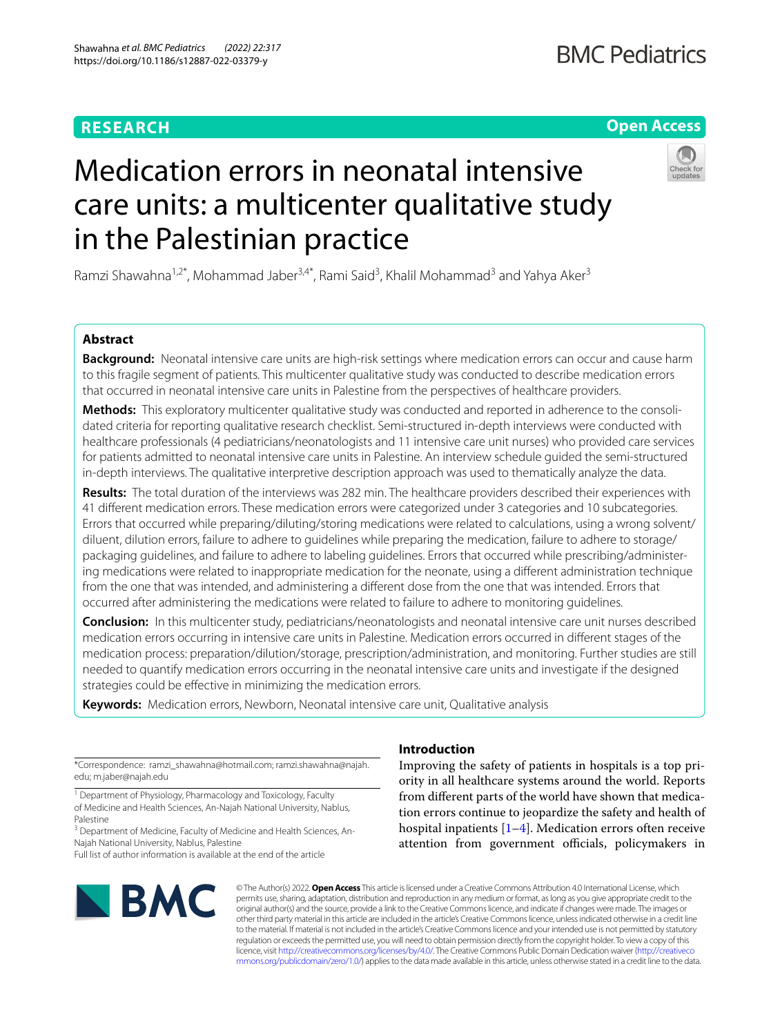RESEARCH

Open Access

# Medication errors in neonatal intensive care units: a multicenter qualitative study in the Palestinian practice

Ramzi Shawahna[1,2*], Mohammad Jaber[3,4*], Rami Said[3], Khalil Mohammad[3] and Yahya Aker[3]

## Abstract

**Background:** Neonatal intensive care units are high-risk settings where medication errors can occur and cause harm to this fragile segment of patients. This multicenter qualitative study was conducted to describe medication errors that occurred in neonatal intensive care units in Palestine from the perspectives of healthcare providers.

**Methods:** This exploratory multicenter qualitative study was conducted and reported in adherence to the consolidated criteria for reporting qualitative research checklist. Semi-structured in-depth interviews were conducted with healthcare professionals (4 pediatricians/neonatologists and 11 intensive care unit nurses) who provided care services for patients admitted to neonatal intensive care units in Palestine. An interview schedule guided the semi-structured in-depth interviews. The qualitative interpretive description approach was used to thematically analyze the data.

**Results:** The total duration of the interviews was 282 min. The healthcare providers described their experiences with 41 different medication errors. These medication errors were categorized under 3 categories and 10 subcategories. Errors that occurred while preparing/diluting/storing medications were related to calculations, using a wrong solvent/diluent, dilution errors, failure to adhere to guidelines while preparing the medication, failure to adhere to storage/packaging guidelines, and failure to adhere to labeling guidelines. Errors that occurred while prescribing/administering medications were related to inappropriate medication for the neonate, using a different administration technique from the one that was intended, and administering a different dose from the one that was intended. Errors that occurred after administering the medications were related to failure to adhere to monitoring guidelines.

**Conclusion:** In this multicenter study, pediatricians/neonatologists and neonatal intensive care unit nurses described medication errors occurring in intensive care units in Palestine. Medication errors occurred in different stages of the medication process: preparation/dilution/storage, prescription/administration, and monitoring. Further studies are still needed to quantify medication errors occurring in the neonatal intensive care units and investigate if the designed strategies could be effective in minimizing the medication errors.

**Keywords:** Medication errors, Newborn, Neonatal intensive care unit, Qualitative analysis

*Correspondence: ramzi_shawahna@hotmail.com; ramzi.shawahna@najah.edu; m.jaber@najah.edu

[1] Department of Physiology, Pharmacology and Toxicology, Faculty of Medicine and Health Sciences, An-Najah National University, Nablus, Palestine

[3] Department of Medicine, Faculty of Medicine and Health Sciences, An-Najah National University, Nablus, Palestine

Full list of author information is available at the end of the article

## Introduction

Improving the safety of patients in hospitals is a top priority in all healthcare systems around the world. Reports from different parts of the world have shown that medication errors continue to jeopardize the safety and health of hospital inpatients [1–4]. Medication errors often receive attention from government officials, policymakers in

© The Author(s) 2022. **Open Access** This article is licensed under a Creative Commons Attribution 4.0 International License, which permits use, sharing, adaptation, distribution and reproduction in any medium or format, as long as you give appropriate credit to the original author(s) and the source, provide a link to the Creative Commons licence, and indicate if changes were made. The images or other third party material in this article are included in the article's Creative Commons licence, unless indicated otherwise in a credit line to the material. If material is not included in the article's Creative Commons licence and your intended use is not permitted by statutory regulation or exceeds the permitted use, you will need to obtain permission directly from the copyright holder. To view a copy of this licence, visit http://creativecommons.org/licenses/by/4.0/. The Creative Commons Public Domain Dedication waiver (http://creativecommons.org/publicdomain/zero/1.0/) applies to the data made available in this article, unless otherwise stated in a credit line to the data.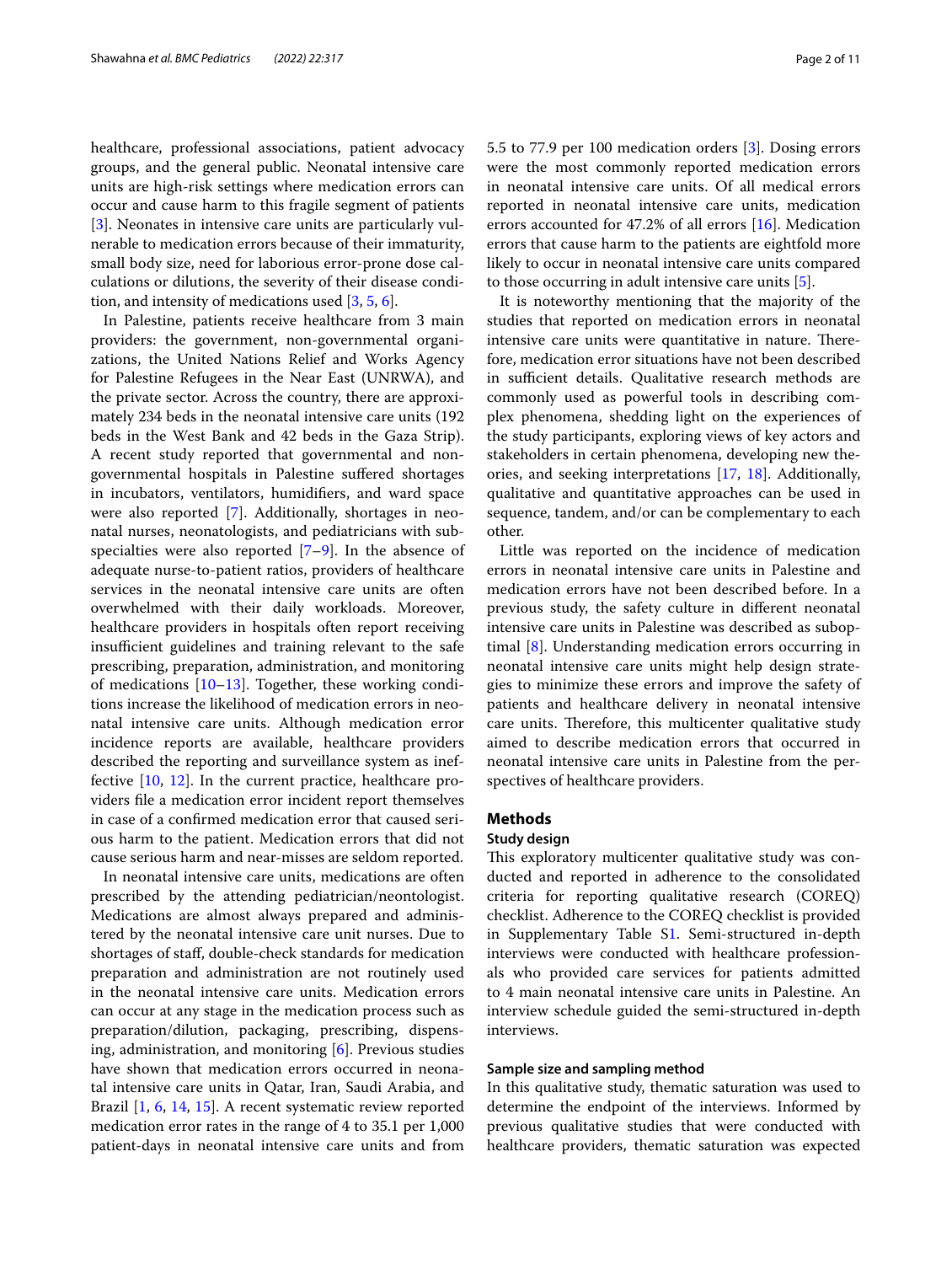healthcare, professional associations, patient advocacy groups, and the general public. Neonatal intensive care units are high-risk settings where medication errors can occur and cause harm to this fragile segment of patients [3]. Neonates in intensive care units are particularly vulnerable to medication errors because of their immaturity, small body size, need for laborious error-prone dose calculations or dilutions, the severity of their disease condition, and intensity of medications used [3, 5, 6].

In Palestine, patients receive healthcare from 3 main providers: the government, non-governmental organizations, the United Nations Relief and Works Agency for Palestine Refugees in the Near East (UNRWA), and the private sector. Across the country, there are approximately 234 beds in the neonatal intensive care units (192 beds in the West Bank and 42 beds in the Gaza Strip). A recent study reported that governmental and non-governmental hospitals in Palestine suffered shortages in incubators, ventilators, humidifiers, and ward space were also reported [7]. Additionally, shortages in neonatal nurses, neonatologists, and pediatricians with subspecialties were also reported [7–9]. In the absence of adequate nurse-to-patient ratios, providers of healthcare services in the neonatal intensive care units are often overwhelmed with their daily workloads. Moreover, healthcare providers in hospitals often report receiving insufficient guidelines and training relevant to the safe prescribing, preparation, administration, and monitoring of medications [10–13]. Together, these working conditions increase the likelihood of medication errors in neonatal intensive care units. Although medication error incidence reports are available, healthcare providers described the reporting and surveillance system as ineffective [10, 12]. In the current practice, healthcare providers file a medication error incident report themselves in case of a confirmed medication error that caused serious harm to the patient. Medication errors that did not cause serious harm and near-misses are seldom reported.

In neonatal intensive care units, medications are often prescribed by the attending pediatrician/neontologist. Medications are almost always prepared and administered by the neonatal intensive care unit nurses. Due to shortages of staff, double-check standards for medication preparation and administration are not routinely used in the neonatal intensive care units. Medication errors can occur at any stage in the medication process such as preparation/dilution, packaging, prescribing, dispensing, administration, and monitoring [6]. Previous studies have shown that medication errors occurred in neonatal intensive care units in Qatar, Iran, Saudi Arabia, and Brazil [1, 6, 14, 15]. A recent systematic review reported medication error rates in the range of 4 to 35.1 per 1,000 patient-days in neonatal intensive care units and from 5.5 to 77.9 per 100 medication orders [3]. Dosing errors were the most commonly reported medication errors in neonatal intensive care units. Of all medical errors reported in neonatal intensive care units, medication errors accounted for 47.2% of all errors [16]. Medication errors that cause harm to the patients are eightfold more likely to occur in neonatal intensive care units compared to those occurring in adult intensive care units [5].

It is noteworthy mentioning that the majority of the studies that reported on medication errors in neonatal intensive care units were quantitative in nature. Therefore, medication error situations have not been described in sufficient details. Qualitative research methods are commonly used as powerful tools in describing complex phenomena, shedding light on the experiences of the study participants, exploring views of key actors and stakeholders in certain phenomena, developing new theories, and seeking interpretations [17, 18]. Additionally, qualitative and quantitative approaches can be used in sequence, tandem, and/or can be complementary to each other.

Little was reported on the incidence of medication errors in neonatal intensive care units in Palestine and medication errors have not been described before. In a previous study, the safety culture in different neonatal intensive care units in Palestine was described as suboptimal [8]. Understanding medication errors occurring in neonatal intensive care units might help design strategies to minimize these errors and improve the safety of patients and healthcare delivery in neonatal intensive care units. Therefore, this multicenter qualitative study aimed to describe medication errors that occurred in neonatal intensive care units in Palestine from the perspectives of healthcare providers.

## Methods

### Study design

This exploratory multicenter qualitative study was conducted and reported in adherence to the consolidated criteria for reporting qualitative research (COREQ) checklist. Adherence to the COREQ checklist is provided in Supplementary Table S1. Semi-structured in-depth interviews were conducted with healthcare professionals who provided care services for patients admitted to 4 main neonatal intensive care units in Palestine. An interview schedule guided the semi-structured in-depth interviews.

### Sample size and sampling method

In this qualitative study, thematic saturation was used to determine the endpoint of the interviews. Informed by previous qualitative studies that were conducted with healthcare providers, thematic saturation was expected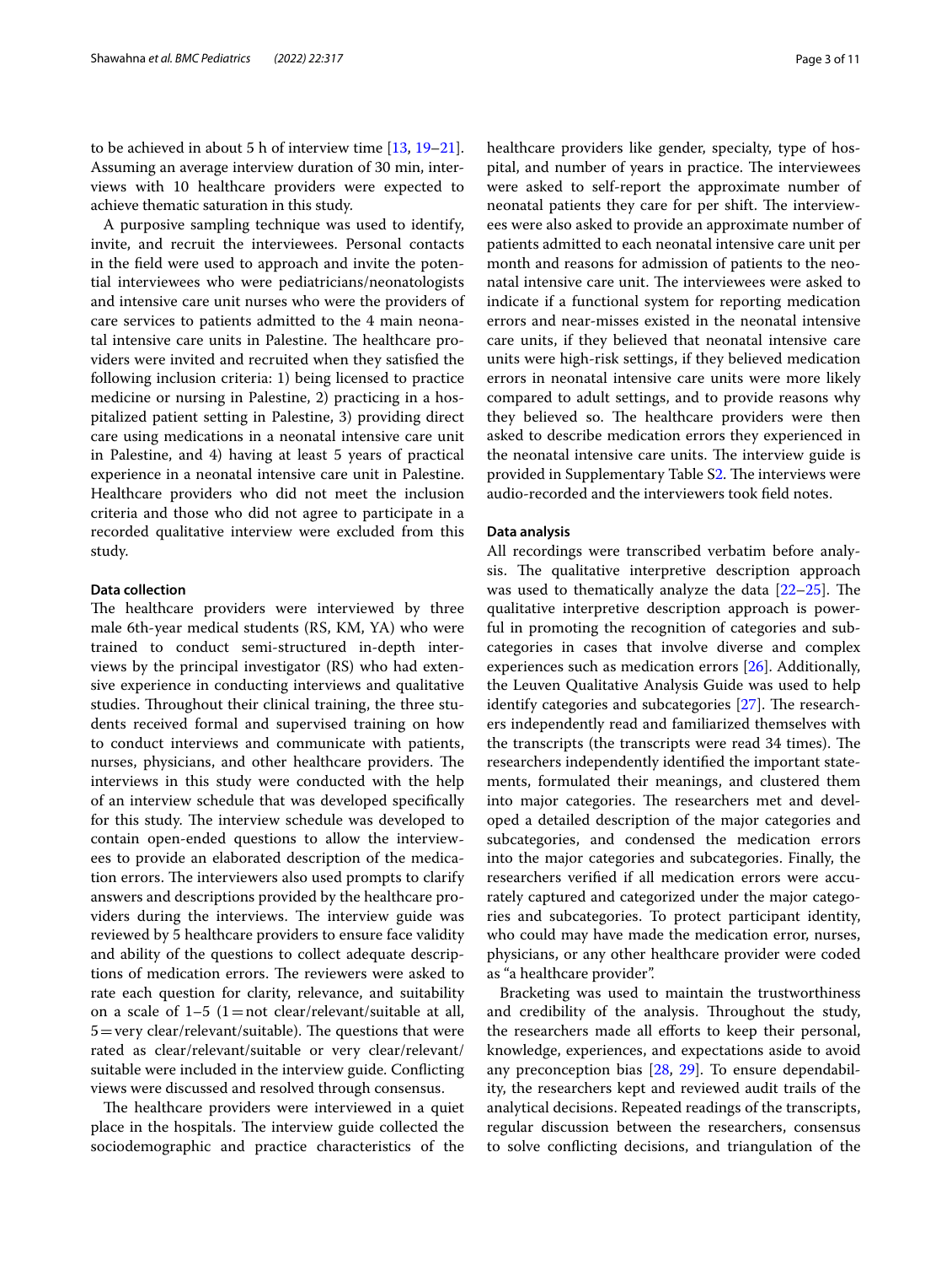to be achieved in about 5 h of interview time [13, 19–21]. Assuming an average interview duration of 30 min, interviews with 10 healthcare providers were expected to achieve thematic saturation in this study.

A purposive sampling technique was used to identify, invite, and recruit the interviewees. Personal contacts in the field were used to approach and invite the potential interviewees who were pediatricians/neonatologists and intensive care unit nurses who were the providers of care services to patients admitted to the 4 main neonatal intensive care units in Palestine. The healthcare providers were invited and recruited when they satisfied the following inclusion criteria: 1) being licensed to practice medicine or nursing in Palestine, 2) practicing in a hospitalized patient setting in Palestine, 3) providing direct care using medications in a neonatal intensive care unit in Palestine, and 4) having at least 5 years of practical experience in a neonatal intensive care unit in Palestine. Healthcare providers who did not meet the inclusion criteria and those who did not agree to participate in a recorded qualitative interview were excluded from this study.

#### Data collection

The healthcare providers were interviewed by three male 6th-year medical students (RS, KM, YA) who were trained to conduct semi-structured in-depth interviews by the principal investigator (RS) who had extensive experience in conducting interviews and qualitative studies. Throughout their clinical training, the three students received formal and supervised training on how to conduct interviews and communicate with patients, nurses, physicians, and other healthcare providers. The interviews in this study were conducted with the help of an interview schedule that was developed specifically for this study. The interview schedule was developed to contain open-ended questions to allow the interviewees to provide an elaborated description of the medication errors. The interviewers also used prompts to clarify answers and descriptions provided by the healthcare providers during the interviews. The interview guide was reviewed by 5 healthcare providers to ensure face validity and ability of the questions to collect adequate descriptions of medication errors. The reviewers were asked to rate each question for clarity, relevance, and suitability on a scale of 1–5 (1 = not clear/relevant/suitable at all, 5 = very clear/relevant/suitable). The questions that were rated as clear/relevant/suitable or very clear/relevant/suitable were included in the interview guide. Conflicting views were discussed and resolved through consensus.

The healthcare providers were interviewed in a quiet place in the hospitals. The interview guide collected the sociodemographic and practice characteristics of the healthcare providers like gender, specialty, type of hospital, and number of years in practice. The interviewees were asked to self-report the approximate number of neonatal patients they care for per shift. The interviewees were also asked to provide an approximate number of patients admitted to each neonatal intensive care unit per month and reasons for admission of patients to the neonatal intensive care unit. The interviewees were asked to indicate if a functional system for reporting medication errors and near-misses existed in the neonatal intensive care units, if they believed that neonatal intensive care units were high-risk settings, if they believed medication errors in neonatal intensive care units were more likely compared to adult settings, and to provide reasons why they believed so. The healthcare providers were then asked to describe medication errors they experienced in the neonatal intensive care units. The interview guide is provided in Supplementary Table S2. The interviews were audio-recorded and the interviewers took field notes.

#### Data analysis

All recordings were transcribed verbatim before analysis. The qualitative interpretive description approach was used to thematically analyze the data [22–25]. The qualitative interpretive description approach is powerful in promoting the recognition of categories and subcategories in cases that involve diverse and complex experiences such as medication errors [26]. Additionally, the Leuven Qualitative Analysis Guide was used to help identify categories and subcategories [27]. The researchers independently read and familiarized themselves with the transcripts (the transcripts were read 34 times). The researchers independently identified the important statements, formulated their meanings, and clustered them into major categories. The researchers met and developed a detailed description of the major categories and subcategories, and condensed the medication errors into the major categories and subcategories. Finally, the researchers verified if all medication errors were accurately captured and categorized under the major categories and subcategories. To protect participant identity, who could may have made the medication error, nurses, physicians, or any other healthcare provider were coded as "a healthcare provider".

Bracketing was used to maintain the trustworthiness and credibility of the analysis. Throughout the study, the researchers made all efforts to keep their personal, knowledge, experiences, and expectations aside to avoid any preconception bias [28, 29]. To ensure dependability, the researchers kept and reviewed audit trails of the analytical decisions. Repeated readings of the transcripts, regular discussion between the researchers, consensus to solve conflicting decisions, and triangulation of the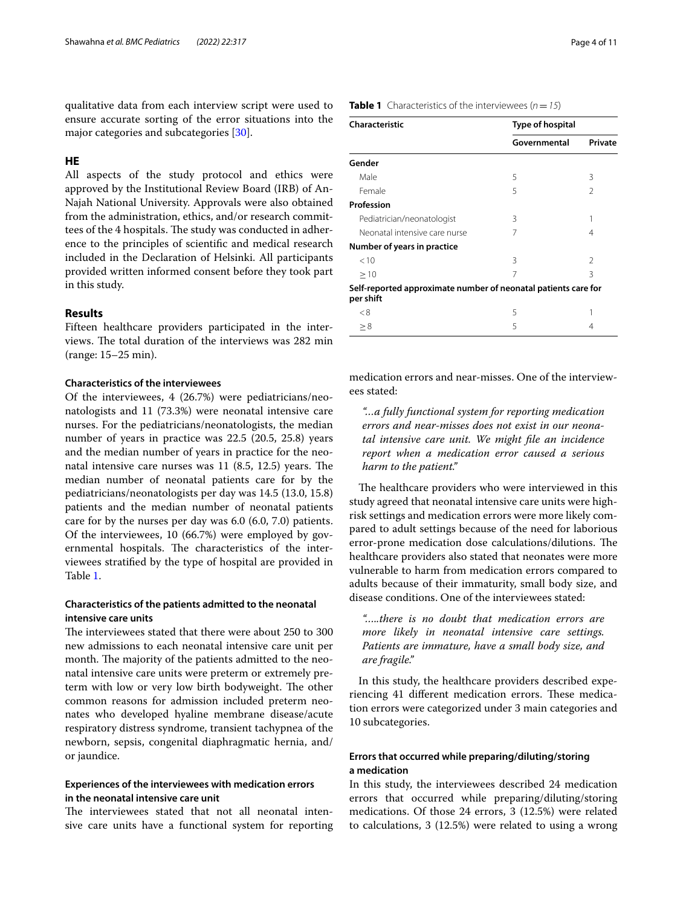qualitative data from each interview script were used to ensure accurate sorting of the error situations into the major categories and subcategories [30].

## HE

All aspects of the study protocol and ethics were approved by the Institutional Review Board (IRB) of An-Najah National University. Approvals were also obtained from the administration, ethics, and/or research committees of the 4 hospitals. The study was conducted in adherence to the principles of scientific and medical research included in the Declaration of Helsinki. All participants provided written informed consent before they took part in this study.

## Results

Fifteen healthcare providers participated in the interviews. The total duration of the interviews was 282 min (range: 15–25 min).

### Characteristics of the interviewees

Of the interviewees, 4 (26.7%) were pediatricians/neonatologists and 11 (73.3%) were neonatal intensive care nurses. For the pediatricians/neonatologists, the median number of years in practice was 22.5 (20.5, 25.8) years and the median number of years in practice for the neonatal intensive care nurses was 11 (8.5, 12.5) years. The median number of neonatal patients care for by the pediatricians/neonatologists per day was 14.5 (13.0, 15.8) patients and the median number of neonatal patients care for by the nurses per day was 6.0 (6.0, 7.0) patients. Of the interviewees, 10 (66.7%) were employed by governmental hospitals. The characteristics of the interviewees stratified by the type of hospital are provided in Table 1.

**Table 1** Characteristics of the interviewees ($n = 15$)

| Characteristic | Type of hospital | |
|---|---|---|
| | Governmental | Private |
| **Gender** | | |
| Male | 5 | 3 |
| Female | 5 | 2 |
| **Profession** | | |
| Pediatrician/neonatologist | 3 | 1 |
| Neonatal intensive care nurse | 7 | 4 |
| **Number of years in practice** | | |
| < 10 | 3 | 2 |
| ≥ 10 | 7 | 3 |
| **Self-reported approximate number of neonatal patients care for per shift** | | |
| < 8 | 5 | 1 |
| ≥ 8 | 5 | 4 |

### Characteristics of the patients admitted to the neonatal intensive care units

The interviewees stated that there were about 250 to 300 new admissions to each neonatal intensive care unit per month. The majority of the patients admitted to the neonatal intensive care units were preterm or extremely preterm with low or very low birth bodyweight. The other common reasons for admission included preterm neonates who developed hyaline membrane disease/acute respiratory distress syndrome, transient tachypnea of the newborn, sepsis, congenital diaphragmatic hernia, and/or jaundice.

### Experiences of the interviewees with medication errors in the neonatal intensive care unit

The interviewees stated that not all neonatal intensive care units have a functional system for reporting medication errors and near-misses. One of the interviewees stated:

> *"...a fully functional system for reporting medication errors and near-misses does not exist in our neonatal intensive care unit. We might file an incidence report when a medication error caused a serious harm to the patient."*

The healthcare providers who were interviewed in this study agreed that neonatal intensive care units were high-risk settings and medication errors were more likely compared to adult settings because of the need for laborious error-prone medication dose calculations/dilutions. The healthcare providers also stated that neonates were more vulnerable to harm from medication errors compared to adults because of their immaturity, small body size, and disease conditions. One of the interviewees stated:

> *"....there is no doubt that medication errors are more likely in neonatal intensive care settings. Patients are immature, have a small body size, and are fragile."*

In this study, the healthcare providers described experiencing 41 different medication errors. These medication errors were categorized under 3 main categories and 10 subcategories.

### Errors that occurred while preparing/diluting/storing a medication

In this study, the interviewees described 24 medication errors that occurred while preparing/diluting/storing medications. Of those 24 errors, 3 (12.5%) were related to calculations, 3 (12.5%) were related to using a wrong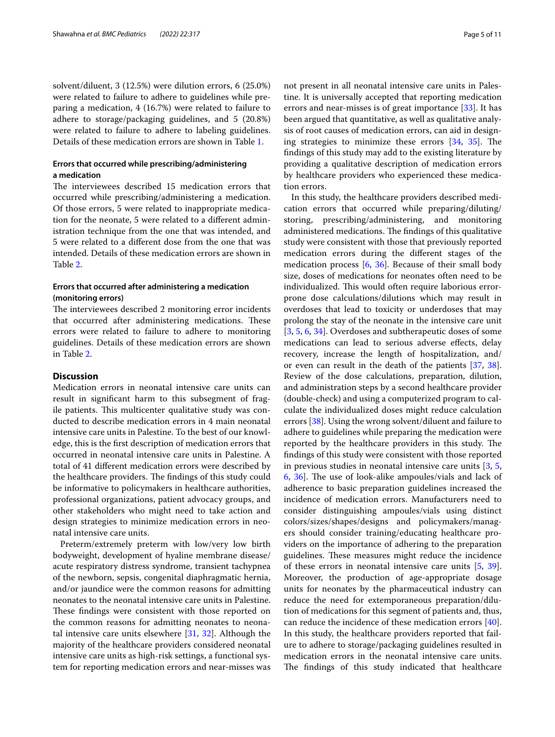solvent/diluent, 3 (12.5%) were dilution errors, 6 (25.0%) were related to failure to adhere to guidelines while preparing a medication, 4 (16.7%) were related to failure to adhere to storage/packaging guidelines, and 5 (20.8%) were related to failure to adhere to labeling guidelines. Details of these medication errors are shown in Table 1.

### Errors that occurred while prescribing/administering a medication

The interviewees described 15 medication errors that occurred while prescribing/administering a medication. Of those errors, 5 were related to inappropriate medication for the neonate, 5 were related to a different administration technique from the one that was intended, and 5 were related to a different dose from the one that was intended. Details of these medication errors are shown in Table 2.

### Errors that occurred after administering a medication (monitoring errors)

The interviewees described 2 monitoring error incidents that occurred after administering medications. These errors were related to failure to adhere to monitoring guidelines. Details of these medication errors are shown in Table 2.

## Discussion

Medication errors in neonatal intensive care units can result in significant harm to this subsegment of fragile patients. This multicenter qualitative study was conducted to describe medication errors in 4 main neonatal intensive care units in Palestine. To the best of our knowledge, this is the first description of medication errors that occurred in neonatal intensive care units in Palestine. A total of 41 different medication errors were described by the healthcare providers. The findings of this study could be informative to policymakers in healthcare authorities, professional organizations, patient advocacy groups, and other stakeholders who might need to take action and design strategies to minimize medication errors in neonatal intensive care units.

Preterm/extremely preterm with low/very low birth bodyweight, development of hyaline membrane disease/acute respiratory distress syndrome, transient tachypnea of the newborn, sepsis, congenital diaphragmatic hernia, and/or jaundice were the common reasons for admitting neonates to the neonatal intensive care units in Palestine. These findings were consistent with those reported on the common reasons for admitting neonates to neonatal intensive care units elsewhere [31, 32]. Although the majority of the healthcare providers considered neonatal intensive care units as high-risk settings, a functional system for reporting medication errors and near-misses was not present in all neonatal intensive care units in Palestine. It is universally accepted that reporting medication errors and near-misses is of great importance [33]. It has been argued that quantitative, as well as qualitative analysis of root causes of medication errors, can aid in designing strategies to minimize these errors [34, 35]. The findings of this study may add to the existing literature by providing a qualitative description of medication errors by healthcare providers who experienced these medication errors.

In this study, the healthcare providers described medication errors that occurred while preparing/diluting/storing, prescribing/administering, and monitoring administered medications. The findings of this qualitative study were consistent with those that previously reported medication errors during the different stages of the medication process [6, 36]. Because of their small body size, doses of medications for neonates often need to be individualized. This would often require laborious error-prone dose calculations/dilutions which may result in overdoses that lead to toxicity or underdoses that may prolong the stay of the neonate in the intensive care unit [3, 5, 6, 34]. Overdoses and subtherapeutic doses of some medications can lead to serious adverse effects, delay recovery, increase the length of hospitalization, and/or even can result in the death of the patients [37, 38]. Review of the dose calculations, preparation, dilution, and administration steps by a second healthcare provider (double-check) and using a computerized program to calculate the individualized doses might reduce calculation errors [38]. Using the wrong solvent/diluent and failure to adhere to guidelines while preparing the medication were reported by the healthcare providers in this study. The findings of this study were consistent with those reported in previous studies in neonatal intensive care units [3, 5, 6, 36]. The use of look-alike ampoules/vials and lack of adherence to basic preparation guidelines increased the incidence of medication errors. Manufacturers need to consider distinguishing ampoules/vials using distinct colors/sizes/shapes/designs and policymakers/managers should consider training/educating healthcare providers on the importance of adhering to the preparation guidelines. These measures might reduce the incidence of these errors in neonatal intensive care units [5, 39]. Moreover, the production of age-appropriate dosage units for neonates by the pharmaceutical industry can reduce the need for extemporaneous preparation/dilution of medications for this segment of patients and, thus, can reduce the incidence of these medication errors [40]. In this study, the healthcare providers reported that failure to adhere to storage/packaging guidelines resulted in medication errors in the neonatal intensive care units. The findings of this study indicated that healthcare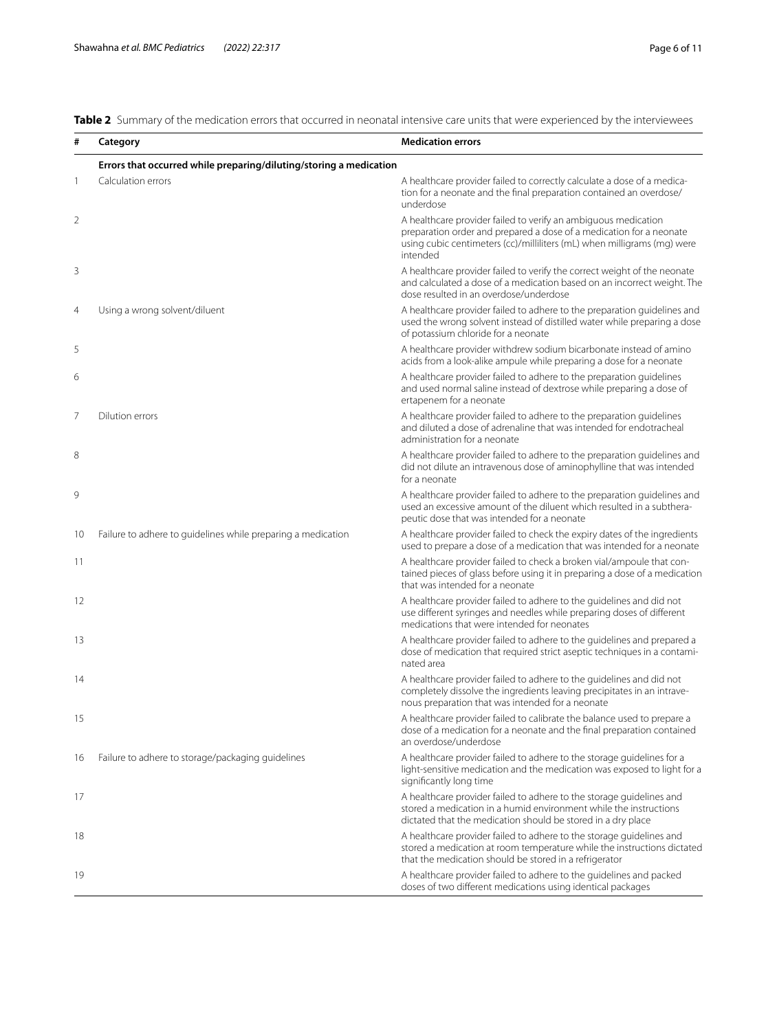**Table 2** Summary of the medication errors that occurred in neonatal intensive care units that were experienced by the interviewees

| # | Category | Medication errors |
|---|---|---|
| | **Errors that occurred while preparing/diluting/storing a medication** | |
| 1 | Calculation errors | A healthcare provider failed to correctly calculate a dose of a medication for a neonate and the final preparation contained an overdose/underdose |
| 2 | | A healthcare provider failed to verify an ambiguous medication preparation order and prepared a dose of a medication for a neonate using cubic centimeters (cc)/milliliters (mL) when milligrams (mg) were intended |
| 3 | | A healthcare provider failed to verify the correct weight of the neonate and calculated a dose of a medication based on an incorrect weight. The dose resulted in an overdose/underdose |
| 4 | Using a wrong solvent/diluent | A healthcare provider failed to adhere to the preparation guidelines and used the wrong solvent instead of distilled water while preparing a dose of potassium chloride for a neonate |
| 5 | | A healthcare provider withdrew sodium bicarbonate instead of amino acids from a look-alike ampule while preparing a dose for a neonate |
| 6 | | A healthcare provider failed to adhere to the preparation guidelines and used normal saline instead of dextrose while preparing a dose of ertapenem for a neonate |
| 7 | Dilution errors | A healthcare provider failed to adhere to the preparation guidelines and diluted a dose of adrenaline that was intended for endotracheal administration for a neonate |
| 8 | | A healthcare provider failed to adhere to the preparation guidelines and did not dilute an intravenous dose of aminophylline that was intended for a neonate |
| 9 | | A healthcare provider failed to adhere to the preparation guidelines and used an excessive amount of the diluent which resulted in a subtherapeutic dose that was intended for a neonate |
| 10 | Failure to adhere to guidelines while preparing a medication | A healthcare provider failed to check the expiry dates of the ingredients used to prepare a dose of a medication that was intended for a neonate |
| 11 | | A healthcare provider failed to check a broken vial/ampoule that contained pieces of glass before using it in preparing a dose of a medication that was intended for a neonate |
| 12 | | A healthcare provider failed to adhere to the guidelines and did not use different syringes and needles while preparing doses of different medications that were intended for neonates |
| 13 | | A healthcare provider failed to adhere to the guidelines and prepared a dose of medication that required strict aseptic techniques in a contaminated area |
| 14 | | A healthcare provider failed to adhere to the guidelines and did not completely dissolve the ingredients leaving precipitates in an intravenous preparation that was intended for a neonate |
| 15 | | A healthcare provider failed to calibrate the balance used to prepare a dose of a medication for a neonate and the final preparation contained an overdose/underdose |
| 16 | Failure to adhere to storage/packaging guidelines | A healthcare provider failed to adhere to the storage guidelines for a light-sensitive medication and the medication was exposed to light for a significantly long time |
| 17 | | A healthcare provider failed to adhere to the storage guidelines and stored a medication in a humid environment while the instructions dictated that the medication should be stored in a dry place |
| 18 | | A healthcare provider failed to adhere to the storage guidelines and stored a medication at room temperature while the instructions dictated that the medication should be stored in a refrigerator |
| 19 | | A healthcare provider failed to adhere to the guidelines and packed doses of two different medications using identical packages |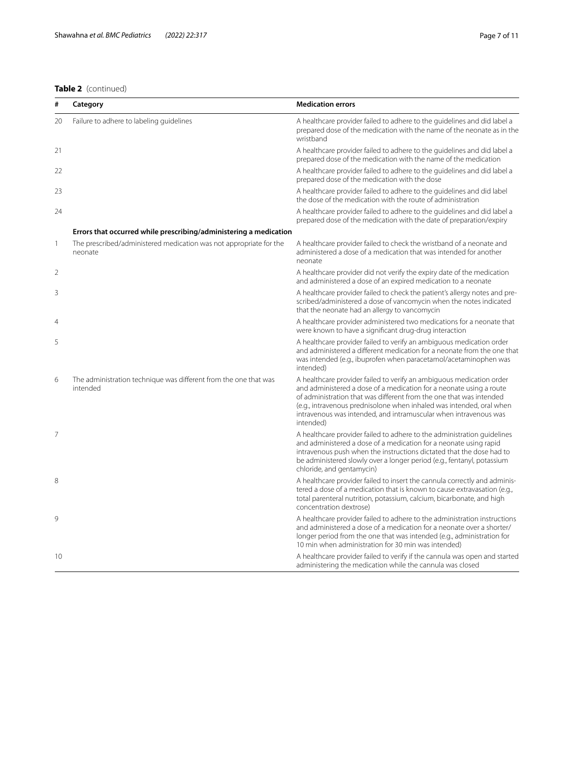**Table 2** (continued)

| # | Category | Medication errors |
|---|---|---|
| 20 | Failure to adhere to labeling guidelines | A healthcare provider failed to adhere to the guidelines and did label a prepared dose of the medication with the name of the neonate as in the wristband |
| 21 | | A healthcare provider failed to adhere to the guidelines and did label a prepared dose of the medication with the name of the medication |
| 22 | | A healthcare provider failed to adhere to the guidelines and did label a prepared dose of the medication with the dose |
| 23 | | A healthcare provider failed to adhere to the guidelines and did label the dose of the medication with the route of administration |
| 24 | | A healthcare provider failed to adhere to the guidelines and did label a prepared dose of the medication with the date of preparation/expiry |
| | **Errors that occurred while prescribing/administering a medication** | |
| 1 | The prescribed/administered medication was not appropriate for the neonate | A healthcare provider failed to check the wristband of a neonate and administered a dose of a medication that was intended for another neonate |
| 2 | | A healthcare provider did not verify the expiry date of the medication and administered a dose of an expired medication to a neonate |
| 3 | | A healthcare provider failed to check the patient's allergy notes and prescribed/administered a dose of vancomycin when the notes indicated that the neonate had an allergy to vancomycin |
| 4 | | A healthcare provider administered two medications for a neonate that were known to have a significant drug-drug interaction |
| 5 | | A healthcare provider failed to verify an ambiguous medication order and administered a different medication for a neonate from the one that was intended (e.g., ibuprofen when paracetamol/acetaminophen was intended) |
| 6 | The administration technique was different from the one that was intended | A healthcare provider failed to verify an ambiguous medication order and administered a dose of a medication for a neonate using a route of administration that was different from the one that was intended (e.g., intravenous prednisolone when inhaled was intended, oral when intravenous was intended, and intramuscular when intravenous was intended) |
| 7 | | A healthcare provider failed to adhere to the administration guidelines and administered a dose of a medication for a neonate using rapid intravenous push when the instructions dictated that the dose had to be administered slowly over a longer period (e.g., fentanyl, potassium chloride, and gentamycin) |
| 8 | | A healthcare provider failed to insert the cannula correctly and administered a dose of a medication that is known to cause extravasation (e.g., total parenteral nutrition, potassium, calcium, bicarbonate, and high concentration dextrose) |
| 9 | | A healthcare provider failed to adhere to the administration instructions and administered a dose of a medication for a neonate over a shorter/longer period from the one that was intended (e.g., administration for 10 min when administration for 30 min was intended) |
| 10 | | A healthcare provider failed to verify if the cannula was open and started administering the medication while the cannula was closed |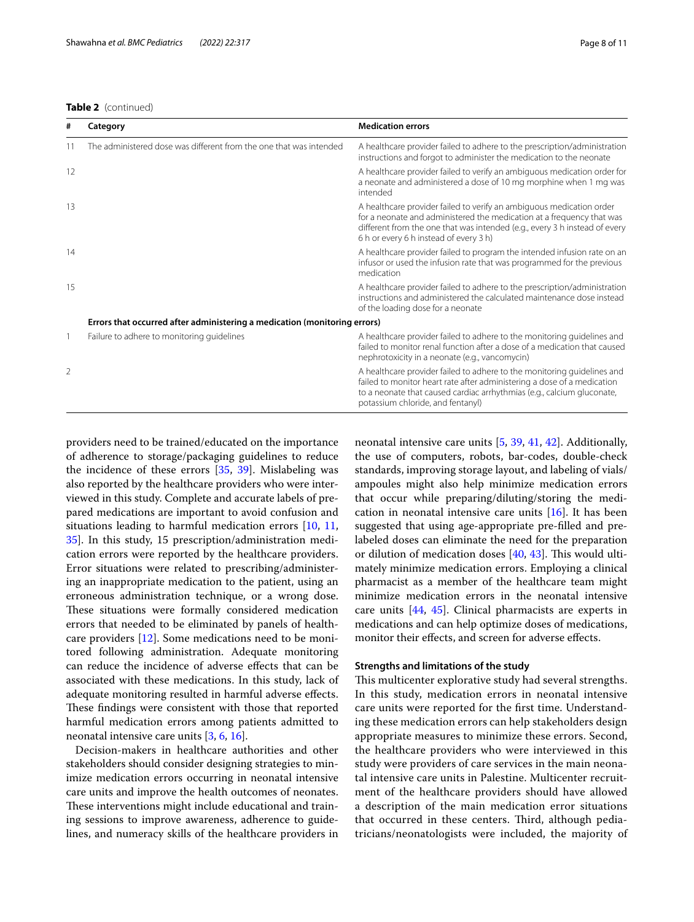**Table 2** (continued)

| # | Category | Medication errors |
|---|---|---|
| 11 | The administered dose was different from the one that was intended | A healthcare provider failed to adhere to the prescription/administration instructions and forgot to administer the medication to the neonate |
| 12 | | A healthcare provider failed to verify an ambiguous medication order for a neonate and administered a dose of 10 mg morphine when 1 mg was intended |
| 13 | | A healthcare provider failed to verify an ambiguous medication order for a neonate and administered the medication at a frequency that was different from the one that was intended (e.g., every 3 h instead of every 6 h or every 6 h instead of every 3 h) |
| 14 | | A healthcare provider failed to program the intended infusion rate on an infusor or used the infusion rate that was programmed for the previous medication |
| 15 | | A healthcare provider failed to adhere to the prescription/administration instructions and administered the calculated maintenance dose instead of the loading dose for a neonate |
| | **Errors that occurred after administering a medication (monitoring errors)** | |
| 1 | Failure to adhere to monitoring guidelines | A healthcare provider failed to adhere to the monitoring guidelines and failed to monitor renal function after a dose of a medication that caused nephrotoxicity in a neonate (e.g., vancomycin) |
| 2 | | A healthcare provider failed to adhere to the monitoring guidelines and failed to monitor heart rate after administering a dose of a medication to a neonate that caused cardiac arrhythmias (e.g., calcium gluconate, potassium chloride, and fentanyl) |

providers need to be trained/educated on the importance of adherence to storage/packaging guidelines to reduce the incidence of these errors [35, 39]. Mislabeling was also reported by the healthcare providers who were interviewed in this study. Complete and accurate labels of prepared medications are important to avoid confusion and situations leading to harmful medication errors [10, 11, 35]. In this study, 15 prescription/administration medication errors were reported by the healthcare providers. Error situations were related to prescribing/administering an inappropriate medication to the patient, using an erroneous administration technique, or a wrong dose. These situations were formally considered medication errors that needed to be eliminated by panels of healthcare providers [12]. Some medications need to be monitored following administration. Adequate monitoring can reduce the incidence of adverse effects that can be associated with these medications. In this study, lack of adequate monitoring resulted in harmful adverse effects. These findings were consistent with those that reported harmful medication errors among patients admitted to neonatal intensive care units [3, 6, 16].

Decision-makers in healthcare authorities and other stakeholders should consider designing strategies to minimize medication errors occurring in neonatal intensive care units and improve the health outcomes of neonates. These interventions might include educational and training sessions to improve awareness, adherence to guidelines, and numeracy skills of the healthcare providers in neonatal intensive care units [5, 39, 41, 42]. Additionally, the use of computers, robots, bar-codes, double-check standards, improving storage layout, and labeling of vials/ampoules might also help minimize medication errors that occur while preparing/diluting/storing the medication in neonatal intensive care units [16]. It has been suggested that using age-appropriate pre-filled and pre-labeled doses can eliminate the need for the preparation or dilution of medication doses [40, 43]. This would ultimately minimize medication errors. Employing a clinical pharmacist as a member of the healthcare team might minimize medication errors in the neonatal intensive care units [44, 45]. Clinical pharmacists are experts in medications and can help optimize doses of medications, monitor their effects, and screen for adverse effects.

### Strengths and limitations of the study

This multicenter explorative study had several strengths. In this study, medication errors in neonatal intensive care units were reported for the first time. Understanding these medication errors can help stakeholders design appropriate measures to minimize these errors. Second, the healthcare providers who were interviewed in this study were providers of care services in the main neonatal intensive care units in Palestine. Multicenter recruitment of the healthcare providers should have allowed a description of the main medication error situations that occurred in these centers. Third, although pediatricians/neonatologists were included, the majority of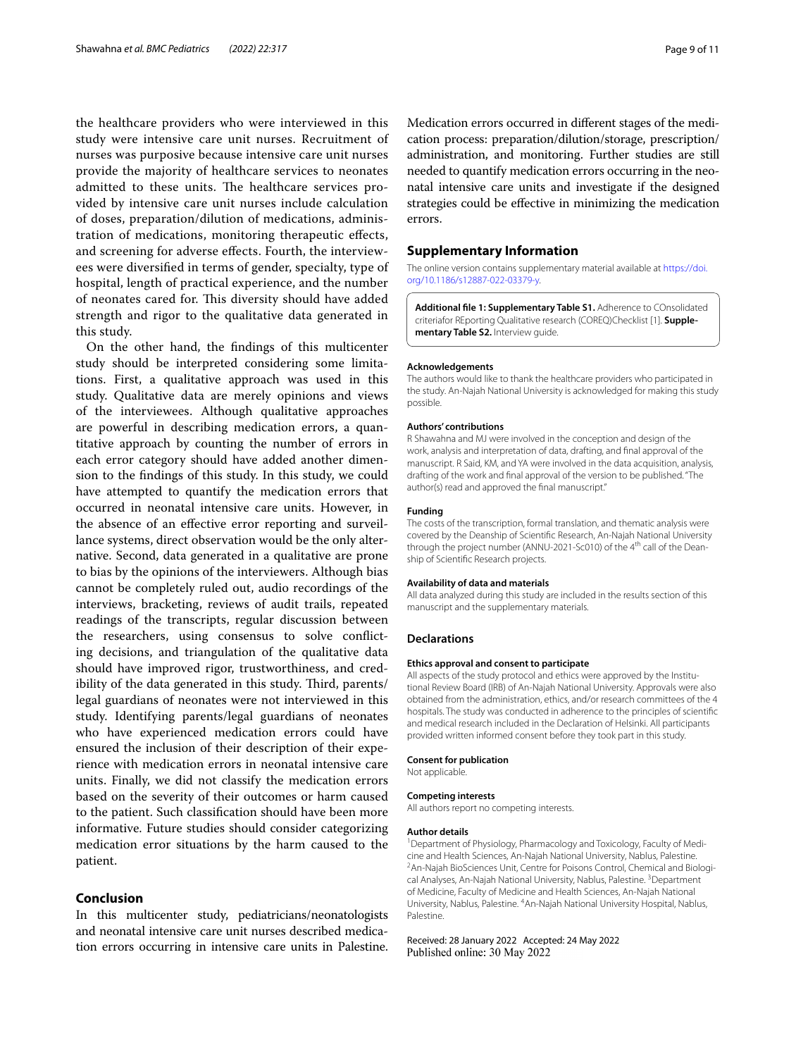the healthcare providers who were interviewed in this study were intensive care unit nurses. Recruitment of nurses was purposive because intensive care unit nurses provide the majority of healthcare services to neonates admitted to these units. The healthcare services provided by intensive care unit nurses include calculation of doses, preparation/dilution of medications, administration of medications, monitoring therapeutic effects, and screening for adverse effects. Fourth, the interviewees were diversified in terms of gender, specialty, type of hospital, length of practical experience, and the number of neonates cared for. This diversity should have added strength and rigor to the qualitative data generated in this study.

On the other hand, the findings of this multicenter study should be interpreted considering some limitations. First, a qualitative approach was used in this study. Qualitative data are merely opinions and views of the interviewees. Although qualitative approaches are powerful in describing medication errors, a quantitative approach by counting the number of errors in each error category should have added another dimension to the findings of this study. In this study, we could have attempted to quantify the medication errors that occurred in neonatal intensive care units. However, in the absence of an effective error reporting and surveillance systems, direct observation would be the only alternative. Second, data generated in a qualitative are prone to bias by the opinions of the interviewers. Although bias cannot be completely ruled out, audio recordings of the interviews, bracketing, reviews of audit trails, repeated readings of the transcripts, regular discussion between the researchers, using consensus to solve conflicting decisions, and triangulation of the qualitative data should have improved rigor, trustworthiness, and credibility of the data generated in this study. Third, parents/legal guardians of neonates were not interviewed in this study. Identifying parents/legal guardians of neonates who have experienced medication errors could have ensured the inclusion of their description of their experience with medication errors in neonatal intensive care units. Finally, we did not classify the medication errors based on the severity of their outcomes or harm caused to the patient. Such classification should have been more informative. Future studies should consider categorizing medication error situations by the harm caused to the patient.

## Conclusion

In this multicenter study, pediatricians/neonatologists and neonatal intensive care unit nurses described medication errors occurring in intensive care units in Palestine. Medication errors occurred in different stages of the medication process: preparation/dilution/storage, prescription/administration, and monitoring. Further studies are still needed to quantify medication errors occurring in the neonatal intensive care units and investigate if the designed strategies could be effective in minimizing the medication errors.

## Supplementary Information

The online version contains supplementary material available at https://doi.org/10.1186/s12887-022-03379-y.

> **Additional file 1: Supplementary Table S1.** Adherence to COnsolidated criteriafor REporting Qualitative research (COREQ)Checklist [1]. **Supplementary Table S2.** Interview guide.

#### Acknowledgements

The authors would like to thank the healthcare providers who participated in the study. An-Najah National University is acknowledged for making this study possible.

#### Authors' contributions

R Shawahna and MJ were involved in the conception and design of the work, analysis and interpretation of data, drafting, and final approval of the manuscript. R Said, KM, and YA were involved in the data acquisition, analysis, drafting of the work and final approval of the version to be published. "The author(s) read and approved the final manuscript."

#### Funding

The costs of the transcription, formal translation, and thematic analysis were covered by the Deanship of Scientific Research, An-Najah National University through the project number (ANNU-2021-Sc010) of the 4th call of the Deanship of Scientific Research projects.

#### Availability of data and materials

All data analyzed during this study are included in the results section of this manuscript and the supplementary materials.

### Declarations

#### Ethics approval and consent to participate

All aspects of the study protocol and ethics were approved by the Institutional Review Board (IRB) of An-Najah National University. Approvals were also obtained from the administration, ethics, and/or research committees of the 4 hospitals. The study was conducted in adherence to the principles of scientific and medical research included in the Declaration of Helsinki. All participants provided written informed consent before they took part in this study.

#### Consent for publication

Not applicable.

#### Competing interests

All authors report no competing interests.

#### Author details

[1]Department of Physiology, Pharmacology and Toxicology, Faculty of Medicine and Health Sciences, An-Najah National University, Nablus, Palestine. [2]An-Najah BioSciences Unit, Centre for Poisons Control, Chemical and Biological Analyses, An-Najah National University, Nablus, Palestine. [3]Department of Medicine, Faculty of Medicine and Health Sciences, An-Najah National University, Nablus, Palestine. [4]An-Najah National University Hospital, Nablus, Palestine.

Received: 28 January 2022 Accepted: 24 May 2022
Published online: 30 May 2022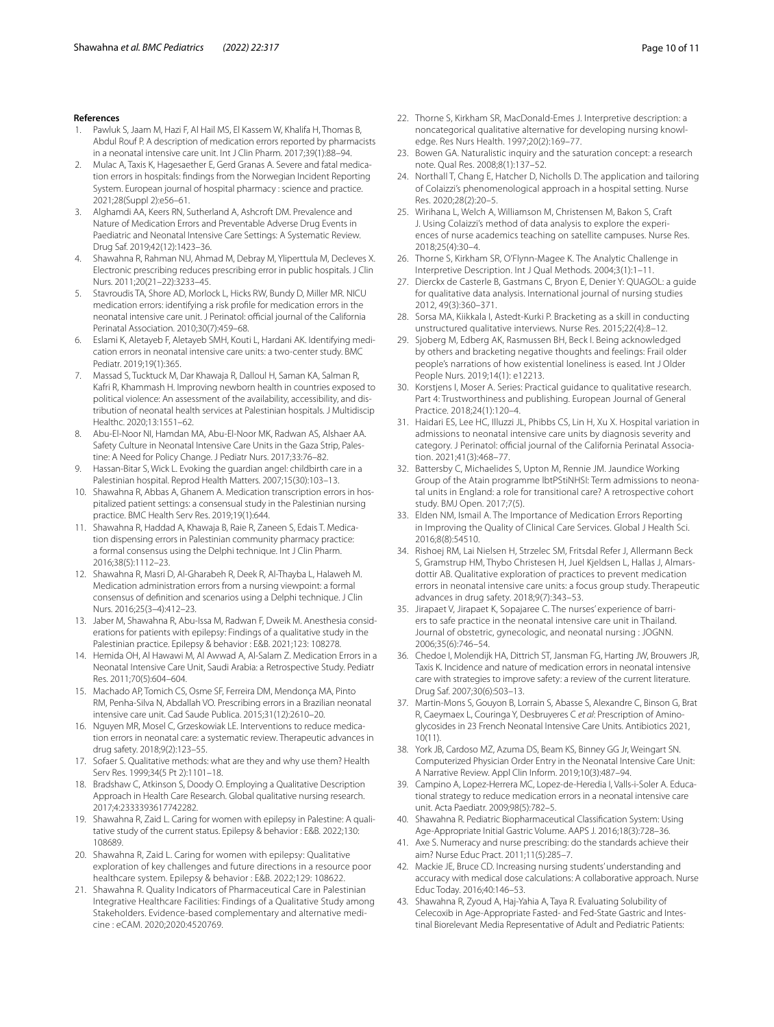## References

1. Pawluk S, Jaam M, Hazi F, Al Hail MS, El Kassem W, Khalifa H, Thomas B, Abdul Rouf P. A description of medication errors reported by pharmacists in a neonatal intensive care unit. Int J Clin Pharm. 2017;39(1):88–94.
2. Mulac A, Taxis K, Hagesaether E, Gerd Granas A. Severe and fatal medication errors in hospitals: findings from the Norwegian Incident Reporting System. European journal of hospital pharmacy : science and practice. 2021;28(Suppl 2):e56–61.
3. Alghamdi AA, Keers RN, Sutherland A, Ashcroft DM. Prevalence and Nature of Medication Errors and Preventable Adverse Drug Events in Paediatric and Neonatal Intensive Care Settings: A Systematic Review. Drug Saf. 2019;42(12):1423–36.
4. Shawahna R, Rahman NU, Ahmad M, Debray M, Yliperttula M, Decleves X. Electronic prescribing reduces prescribing error in public hospitals. J Clin Nurs. 2011;20(21–22):3233–45.
5. Stavroudis TA, Shore AD, Morlock L, Hicks RW, Bundy D, Miller MR. NICU medication errors: identifying a risk profile for medication errors in the neonatal intensive care unit. J Perinatol: official journal of the California Perinatal Association. 2010;30(7):459–68.
6. Eslami K, Aletayeb F, Aletayeb SMH, Kouti L, Hardani AK. Identifying medication errors in neonatal intensive care units: a two-center study. BMC Pediatr. 2019;19(1):365.
7. Massad S, Tucktuck M, Dar Khawaja R, Dalloul H, Saman KA, Salman R, Kafri R, Khammash H. Improving newborn health in countries exposed to political violence: An assessment of the availability, accessibility, and distribution of neonatal health services at Palestinian hospitals. J Multidiscip Healthc. 2020;13:1551–62.
8. Abu-El-Noor NI, Hamdan MA, Abu-El-Noor MK, Radwan AS, Alshaer AA. Safety Culture in Neonatal Intensive Care Units in the Gaza Strip, Palestine: A Need for Policy Change. J Pediatr Nurs. 2017;33:76–82.
9. Hassan-Bitar S, Wick L. Evoking the guardian angel: childbirth care in a Palestinian hospital. Reprod Health Matters. 2007;15(30):103–13.
10. Shawahna R, Abbas A, Ghanem A. Medication transcription errors in hospitalized patient settings: a consensual study in the Palestinian nursing practice. BMC Health Serv Res. 2019;19(1):644.
11. Shawahna R, Haddad A, Khawaja B, Raie R, Zaneen S, Edais T. Medication dispensing errors in Palestinian community pharmacy practice: a formal consensus using the Delphi technique. Int J Clin Pharm. 2016;38(5):1112–23.
12. Shawahna R, Masri D, Al-Gharabeh R, Deek R, Al-Thayba L, Halaweh M. Medication administration errors from a nursing viewpoint: a formal consensus of definition and scenarios using a Delphi technique. J Clin Nurs. 2016;25(3–4):412–23.
13. Jaber M, Shawahna R, Abu-Issa M, Radwan F, Dweik M. Anesthesia considerations for patients with epilepsy: Findings of a qualitative study in the Palestinian practice. Epilepsy & behavior : E&B. 2021;123: 108278.
14. Hemida OH, Al Hawawi M, Al Awwad A, Al-Salam Z. Medication Errors in a Neonatal Intensive Care Unit, Saudi Arabia: a Retrospective Study. Pediatr Res. 2011;70(5):604–604.
15. Machado AP, Tomich CS, Osme SF, Ferreira DM, Mendonça MA, Pinto RM, Penha-Silva N, Abdallah VO. Prescribing errors in a Brazilian neonatal intensive care unit. Cad Saude Publica. 2015;31(12):2610–20.
16. Nguyen MR, Mosel C, Grzeskowiak LE. Interventions to reduce medication errors in neonatal care: a systematic review. Therapeutic advances in drug safety. 2018;9(2):123–55.
17. Sofaer S. Qualitative methods: what are they and why use them? Health Serv Res. 1999;34(5 Pt 2):1101–18.
18. Bradshaw C, Atkinson S, Doody O. Employing a Qualitative Description Approach in Health Care Research. Global qualitative nursing research. 2017;4:2333393617742282.
19. Shawahna R, Zaid L. Caring for women with epilepsy in Palestine: A qualitative study of the current status. Epilepsy & behavior : E&B. 2022;130: 108689.
20. Shawahna R, Zaid L. Caring for women with epilepsy: Qualitative exploration of key challenges and future directions in a resource poor healthcare system. Epilepsy & behavior : E&B. 2022;129: 108622.
21. Shawahna R. Quality Indicators of Pharmaceutical Care in Palestinian Integrative Healthcare Facilities: Findings of a Qualitative Study among Stakeholders. Evidence-based complementary and alternative medicine : eCAM. 2020;2020:4520769.
22. Thorne S, Kirkham SR, MacDonald-Emes J. Interpretive description: a noncategorical qualitative alternative for developing nursing knowledge. Res Nurs Health. 1997;20(2):169–77.
23. Bowen GA. Naturalistic inquiry and the saturation concept: a research note. Qual Res. 2008;8(1):137–52.
24. Northall T, Chang E, Hatcher D, Nicholls D. The application and tailoring of Colaizzi's phenomenological approach in a hospital setting. Nurse Res. 2020;28(2):20–5.
25. Wirihana L, Welch A, Williamson M, Christensen M, Bakon S, Craft J. Using Colaizzi's method of data analysis to explore the experiences of nurse academics teaching on satellite campuses. Nurse Res. 2018;25(4):30–4.
26. Thorne S, Kirkham SR, O'Flynn-Magee K. The Analytic Challenge in Interpretive Description. Int J Qual Methods. 2004;3(1):1–11.
27. Dierckx de Casterle B, Gastmans C, Bryon E, Denier Y: QUAGOL: a guide for qualitative data analysis. International journal of nursing studies 2012, 49(3):360–371.
28. Sorsa MA, Kiikkala I, Astedt-Kurki P. Bracketing as a skill in conducting unstructured qualitative interviews. Nurse Res. 2015;22(4):8–12.
29. Sjoberg M, Edberg AK, Rasmussen BH, Beck I. Being acknowledged by others and bracketing negative thoughts and feelings: Frail older people's narrations of how existential loneliness is eased. Int J Older People Nurs. 2019;14(1): e12213.
30. Korstjens I, Moser A. Series: Practical guidance to qualitative research. Part 4: Trustworthiness and publishing. European Journal of General Practice. 2018;24(1):120–4.
31. Haidari ES, Lee HC, Illuzzi JL, Phibbs CS, Lin H, Xu X. Hospital variation in admissions to neonatal intensive care units by diagnosis severity and category. J Perinatol: official journal of the California Perinatal Association. 2021;41(3):468–77.
32. Battersby C, Michaelides S, Upton M, Rennie JM. Jaundice Working Group of the Atain programme lbtPStiNHSI: Term admissions to neonatal units in England: a role for transitional care? A retrospective cohort study. BMJ Open. 2017;7(5).
33. Elden NM, Ismail A. The Importance of Medication Errors Reporting in Improving the Quality of Clinical Care Services. Global J Health Sci. 2016;8(8):54510.
34. Rishoej RM, Lai Nielsen H, Strzelec SM, Fritsdal Refer J, Allermann Beck S, Gramstrup HM, Thybo Christesen H, Juel Kjeldsen L, Hallas J, Almarsdottir AB. Qualitative exploration of practices to prevent medication errors in neonatal intensive care units: a focus group study. Therapeutic advances in drug safety. 2018;9(7):343–53.
35. Jirapaet V, Jirapaet K, Sopajaree C. The nurses' experience of barriers to safe practice in the neonatal intensive care unit in Thailand. Journal of obstetric, gynecologic, and neonatal nursing : JOGNN. 2006;35(6):746–54.
36. Chedoe I, Molendijk HA, Dittrich ST, Jansman FG, Harting JW, Brouwers JR, Taxis K. Incidence and nature of medication errors in neonatal intensive care with strategies to improve safety: a review of the current literature. Drug Saf. 2007;30(6):503–13.
37. Martin-Mons S, Gouyon B, Lorrain S, Abasse S, Alexandre C, Binson G, Brat R, Caeymaex L, Couringa Y, Desbruyeres C *et al*: Prescription of Aminoglycosides in 23 French Neonatal Intensive Care Units. Antibiotics 2021, 10(11).
38. York JB, Cardoso MZ, Azuma DS, Beam KS, Binney GG Jr, Weingart SN. Computerized Physician Order Entry in the Neonatal Intensive Care Unit: A Narrative Review. Appl Clin Inform. 2019;10(3):487–94.
39. Campino A, Lopez-Herrera MC, Lopez-de-Heredia I, Valls-i-Soler A. Educational strategy to reduce medication errors in a neonatal intensive care unit. Acta Paediatr. 2009;98(5):782–5.
40. Shawahna R. Pediatric Biopharmaceutical Classification System: Using Age-Appropriate Initial Gastric Volume. AAPS J. 2016;18(3):728–36.
41. Axe S. Numeracy and nurse prescribing: do the standards achieve their aim? Nurse Educ Pract. 2011;11(5):285–7.
42. Mackie JE, Bruce CD. Increasing nursing students' understanding and accuracy with medical dose calculations: A collaborative approach. Nurse Educ Today. 2016;40:146–53.
43. Shawahna R, Zyoud A, Haj-Yahia A, Taya R. Evaluating Solubility of Celecoxib in Age-Appropriate Fasted- and Fed-State Gastric and Intestinal Biorelevant Media Representative of Adult and Pediatric Patients: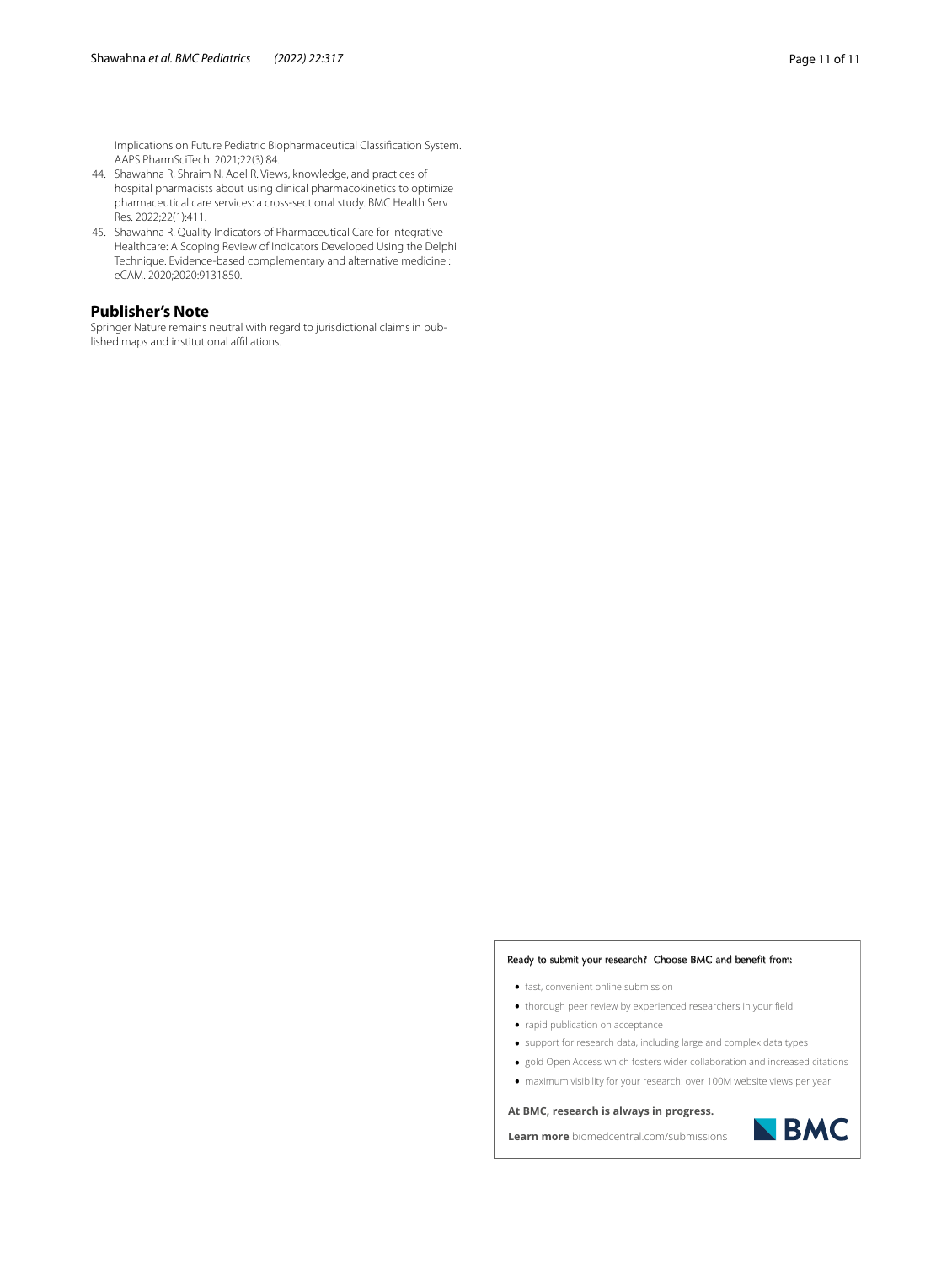Implications on Future Pediatric Biopharmaceutical Classification System. AAPS PharmSciTech. 2021;22(3):84.

44. Shawahna R, Shraim N, Aqel R. Views, knowledge, and practices of hospital pharmacists about using clinical pharmacokinetics to optimize pharmaceutical care services: a cross-sectional study. BMC Health Serv Res. 2022;22(1):411.
45. Shawahna R. Quality Indicators of Pharmaceutical Care for Integrative Healthcare: A Scoping Review of Indicators Developed Using the Delphi Technique. Evidence-based complementary and alternative medicine : eCAM. 2020;2020:9131850.

## Publisher's Note

Springer Nature remains neutral with regard to jurisdictional claims in published maps and institutional affiliations.

Ready to submit your research? Choose BMC and benefit from:

- fast, convenient online submission
- thorough peer review by experienced researchers in your field
- rapid publication on acceptance
- support for research data, including large and complex data types
- gold Open Access which fosters wider collaboration and increased citations
- maximum visibility for your research: over 100M website views per year

**At BMC, research is always in progress.**

**Learn more** biomedcentral.com/submissions

BMC